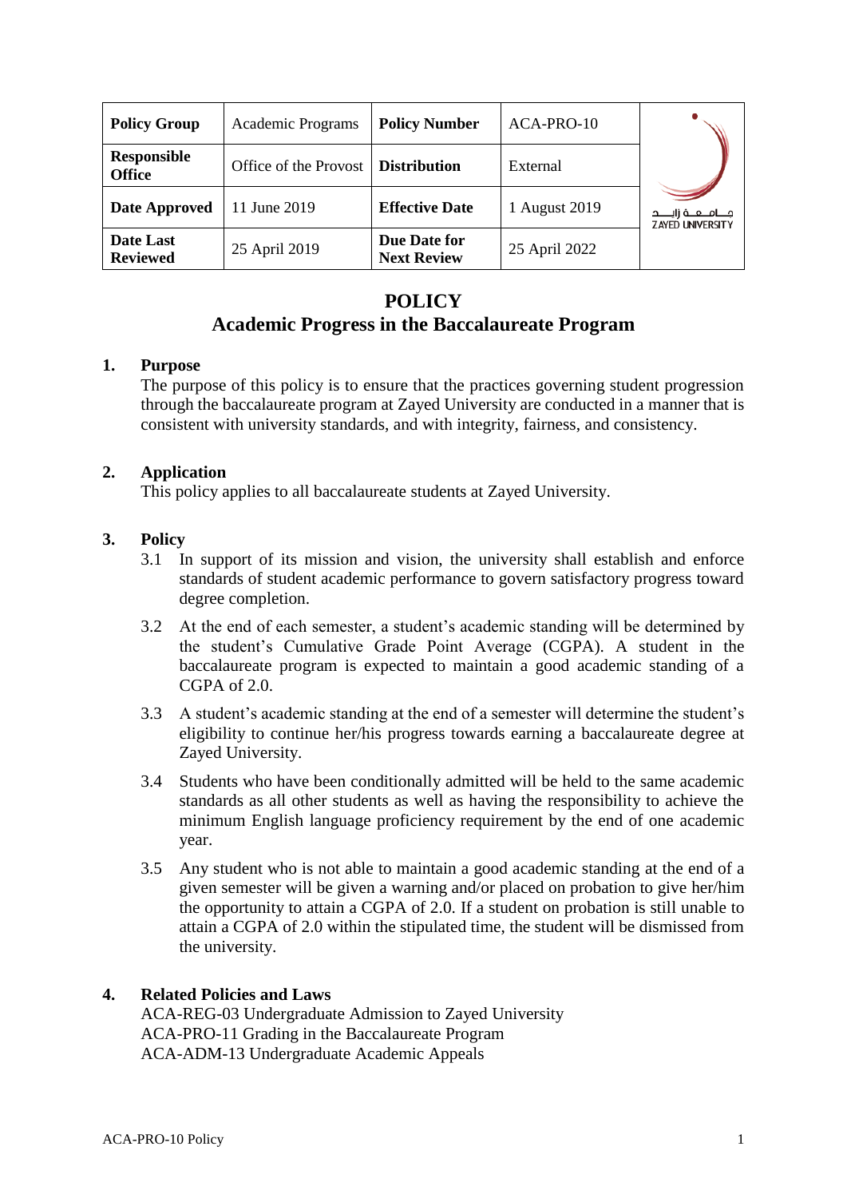| Policy Group | Academic Programs | Policy Number | ACA-PRO-10 |
|---|---|---|---|
| Responsible Office | Office of the Provost | Distribution | External |
| Date Approved | 11 June 2019 | Effective Date | 1 August 2019 |
| Date Last Reviewed | 25 April 2019 | Due Date for Next Review | 25 April 2022 |

# POLICY
## Academic Progress in the Baccalaureate Program

### 1. Purpose

The purpose of this policy is to ensure that the practices governing student progression through the baccalaureate program at Zayed University are conducted in a manner that is consistent with university standards, and with integrity, fairness, and consistency.

### 2. Application

This policy applies to all baccalaureate students at Zayed University.

### 3. Policy

3.1 In support of its mission and vision, the university shall establish and enforce standards of student academic performance to govern satisfactory progress toward degree completion.

3.2 At the end of each semester, a student's academic standing will be determined by the student's Cumulative Grade Point Average (CGPA). A student in the baccalaureate program is expected to maintain a good academic standing of a CGPA of 2.0.

3.3 A student's academic standing at the end of a semester will determine the student's eligibility to continue her/his progress towards earning a baccalaureate degree at Zayed University.

3.4 Students who have been conditionally admitted will be held to the same academic standards as all other students as well as having the responsibility to achieve the minimum English language proficiency requirement by the end of one academic year.

3.5 Any student who is not able to maintain a good academic standing at the end of a given semester will be given a warning and/or placed on probation to give her/him the opportunity to attain a CGPA of 2.0. If a student on probation is still unable to attain a CGPA of 2.0 within the stipulated time, the student will be dismissed from the university.

### 4. Related Policies and Laws

ACA-REG-03 Undergraduate Admission to Zayed University
ACA-PRO-11 Grading in the Baccalaureate Program
ACA-ADM-13 Undergraduate Academic Appeals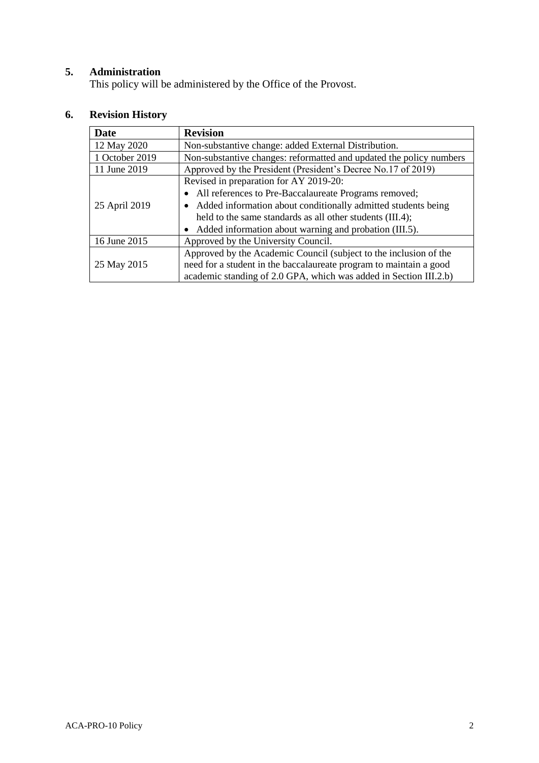## 5. Administration

This policy will be administered by the Office of the Provost.

## 6. Revision History

| Date | Revision |
| --- | --- |
| 12 May 2020 | Non-substantive change: added External Distribution. |
| 1 October 2019 | Non-substantive changes: reformatted and updated the policy numbers |
| 11 June 2019 | Approved by the President (President's Decree No.17 of 2019) |
| 25 April 2019 | Revised in preparation for AY 2019-20:<br>• All references to Pre-Baccalaureate Programs removed;<br>• Added information about conditionally admitted students being held to the same standards as all other students (III.4);<br>• Added information about warning and probation (III.5). |
| 16 June 2015 | Approved by the University Council. |
| 25 May 2015 | Approved by the Academic Council (subject to the inclusion of the need for a student in the baccalaureate program to maintain a good academic standing of 2.0 GPA, which was added in Section III.2.b) |